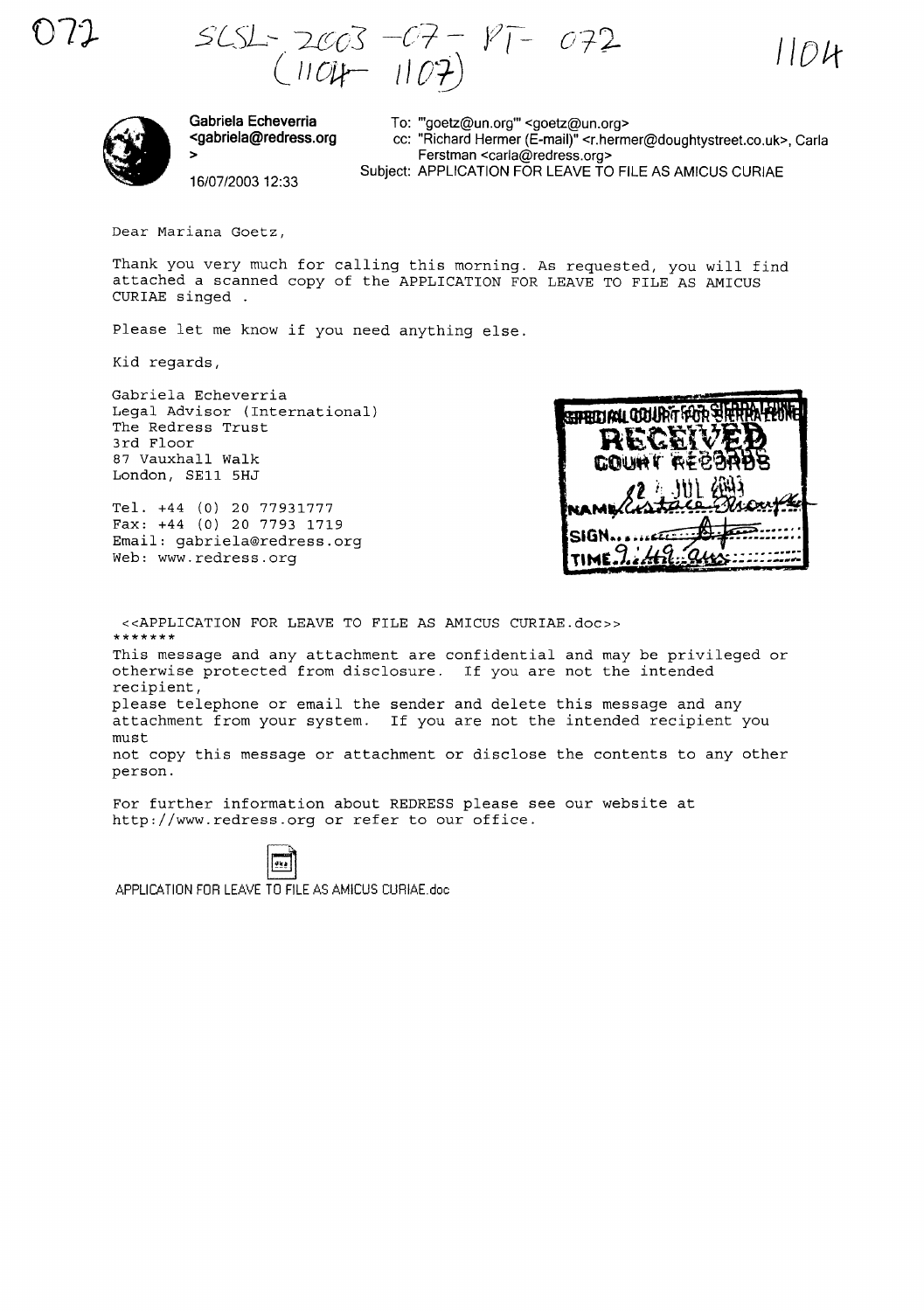072

SCSL-2003-07-PT-072
(1104-1107)

1104

**Gabriela Echeverria**
**<gabriela@redress.org>**

16/07/2003 12:33

To: "'goetz@un.org'" <goetz@un.org>
cc: "Richard Hermer (E-mail)" <r.hermer@doughtystreet.co.uk>, Carla Ferstman <carla@redress.org>
Subject: APPLICATION FOR LEAVE TO FILE AS AMICUS CURIAE

Dear Mariana Goetz,

Thank you very much for calling this morning. As requested, you will find attached a scanned copy of the APPLICATION FOR LEAVE TO FILE AS AMICUS CURIAE singed .

Please let me know if you need anything else.

Kid regards,

Gabriela Echeverria
Legal Advisor (International)
The Redress Trust
3rd Floor
87 Vauxhall Walk
London, SE11 5HJ

Tel. +44 (0) 20 77931777
Fax: +44 (0) 20 7793 1719
Email: gabriela@redress.org
Web: www.redress.org

SPECIAL COURT FOR SIERRA LEONE
RECEIVED
COURT RECORDS
22 JUL 2003
NAME Eustace Mouyhe
SIGN ....
TIME 9:49 am

<<APPLICATION FOR LEAVE TO FILE AS AMICUS CURIAE.doc>>
*******
This message and any attachment are confidential and may be privileged or otherwise protected from disclosure. If you are not the intended recipient,
please telephone or email the sender and delete this message and any attachment from your system. If you are not the intended recipient you must
not copy this message or attachment or disclose the contents to any other person.

For further information about REDRESS please see our website at http://www.redress.org or refer to our office.

APPLICATION FOR LEAVE TO FILE AS AMICUS CURIAE.doc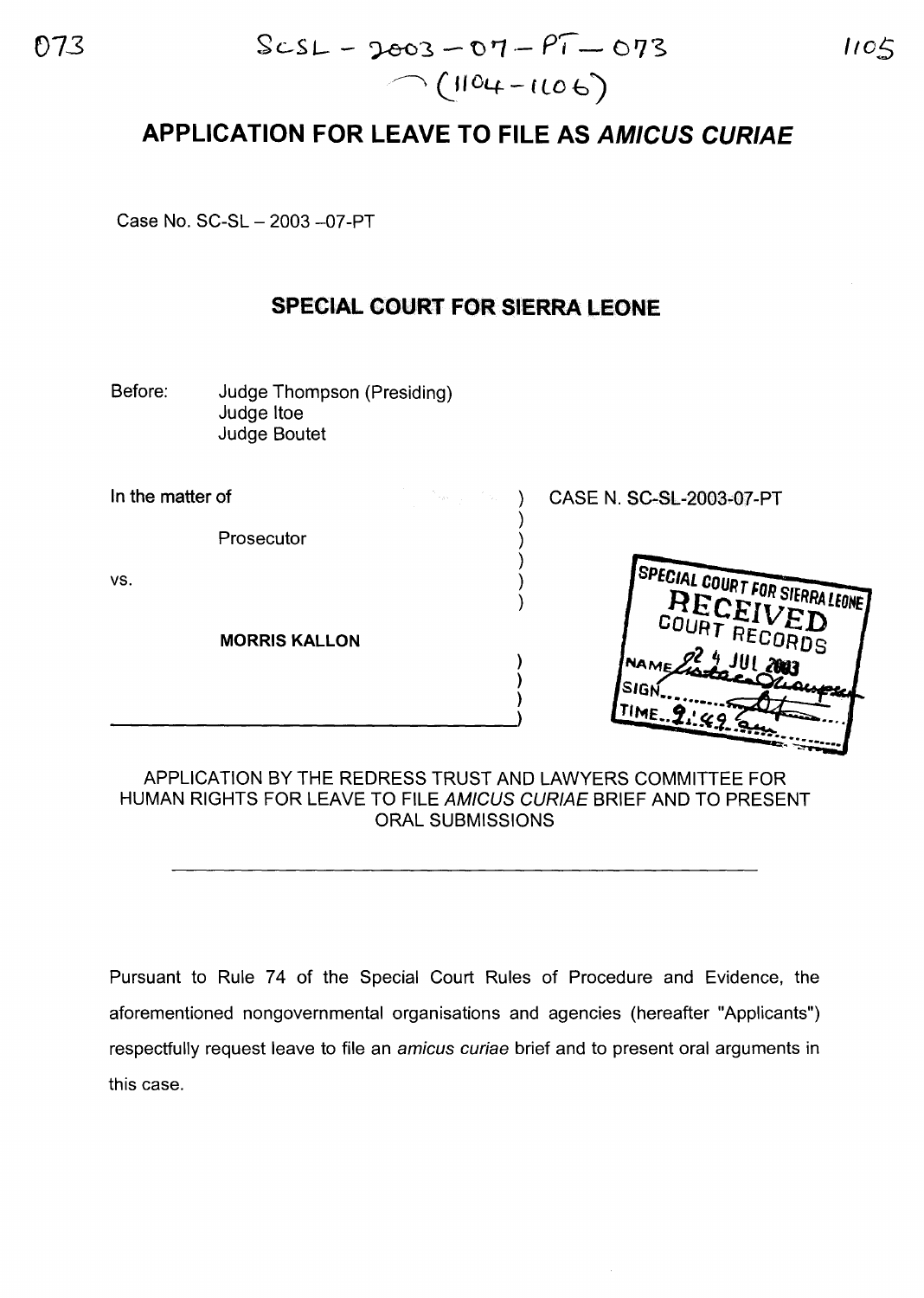# APPLICATION FOR LEAVE TO FILE AS *AMICUS CURIAE*

Case No. SC-SL – 2003 –07-PT

## SPECIAL COURT FOR SIERRA LEONE

Before: Judge Thompson (Presiding)
Judge Itoe
Judge Boutet

In the matter of

Prosecutor

vs.

**MORRIS KALLON**

CASE N. SC-SL-2003-07-PT

SPECIAL COURT FOR SIERRA LEONE
RECEIVED
COURT RECORDS
24 JUL 2003
NAME ...
SIGN ...
TIME 9:49 am

APPLICATION BY THE REDRESS TRUST AND LAWYERS COMMITTEE FOR HUMAN RIGHTS FOR LEAVE TO FILE *AMICUS CURIAE* BRIEF AND TO PRESENT ORAL SUBMISSIONS

---

Pursuant to Rule 74 of the Special Court Rules of Procedure and Evidence, the aforementioned nongovernmental organisations and agencies (hereafter "Applicants") respectfully request leave to file an *amicus curiae* brief and to present oral arguments in this case.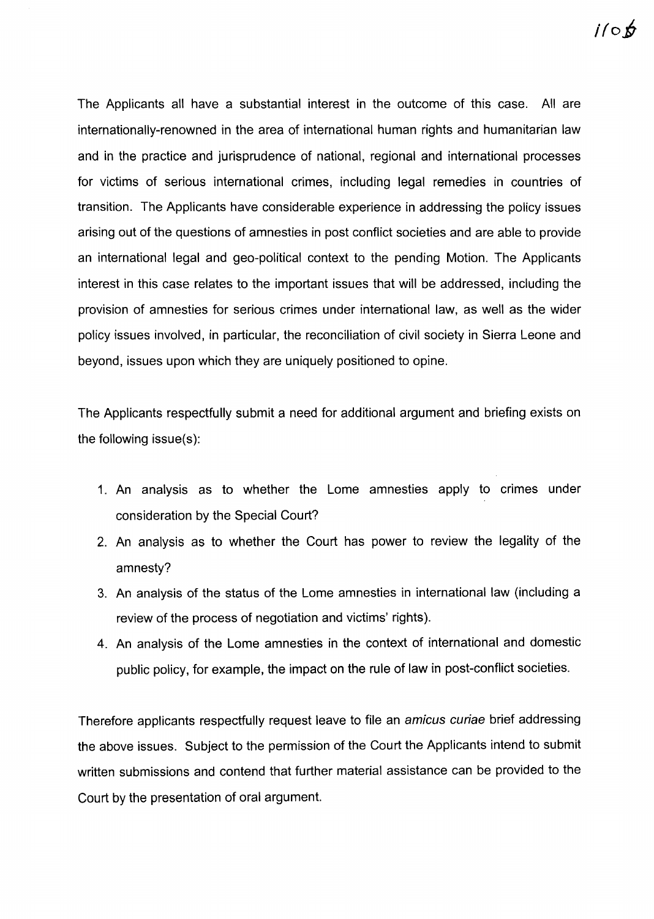The Applicants all have a substantial interest in the outcome of this case. All are internationally-renowned in the area of international human rights and humanitarian law and in the practice and jurisprudence of national, regional and international processes for victims of serious international crimes, including legal remedies in countries of transition. The Applicants have considerable experience in addressing the policy issues arising out of the questions of amnesties in post conflict societies and are able to provide an international legal and geo-political context to the pending Motion. The Applicants interest in this case relates to the important issues that will be addressed, including the provision of amnesties for serious crimes under international law, as well as the wider policy issues involved, in particular, the reconciliation of civil society in Sierra Leone and beyond, issues upon which they are uniquely positioned to opine.

The Applicants respectfully submit a need for additional argument and briefing exists on the following issue(s):

1. An analysis as to whether the Lome amnesties apply to crimes under consideration by the Special Court?
2. An analysis as to whether the Court has power to review the legality of the amnesty?
3. An analysis of the status of the Lome amnesties in international law (including a review of the process of negotiation and victims' rights).
4. An analysis of the Lome amnesties in the context of international and domestic public policy, for example, the impact on the rule of law in post-conflict societies.

Therefore applicants respectfully request leave to file an *amicus curiae* brief addressing the above issues. Subject to the permission of the Court the Applicants intend to submit written submissions and contend that further material assistance can be provided to the Court by the presentation of oral argument.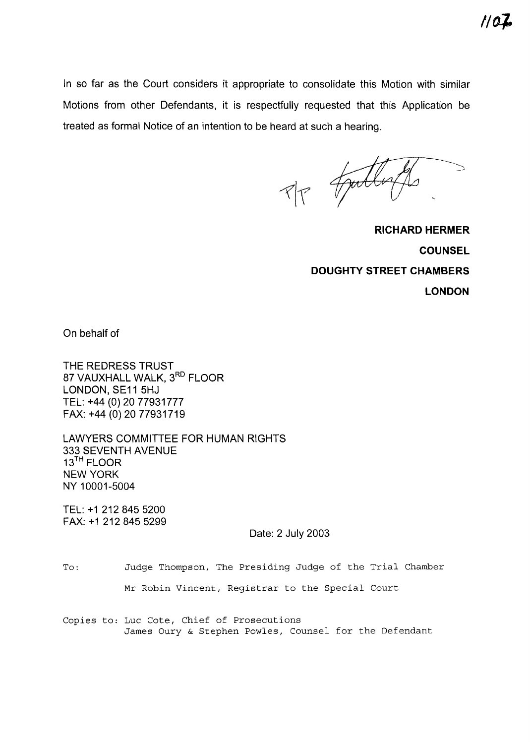In so far as the Court considers it appropriate to consolidate this Motion with similar Motions from other Defendants, it is respectfully requested that this Application be treated as formal Notice of an intention to be heard at such a hearing.

P/P

**RICHARD HERMER**

**COUNSEL**

**DOUGHTY STREET CHAMBERS**

**LONDON**

On behalf of

THE REDRESS TRUST
87 VAUXHALL WALK, 3RD FLOOR
LONDON, SE11 5HJ
TEL: +44 (0) 20 77931777
FAX: +44 (0) 20 77931719

LAWYERS COMMITTEE FOR HUMAN RIGHTS
333 SEVENTH AVENUE
13TH FLOOR
NEW YORK
NY 10001-5004

TEL: +1 212 845 5200
FAX: +1 212 845 5299

Date: 2 July 2003

To: Judge Thompson, The Presiding Judge of the Trial Chamber

Mr Robin Vincent, Registrar to the Special Court

Copies to: Luc Cote, Chief of Prosecutions
James Oury & Stephen Powles, Counsel for the Defendant